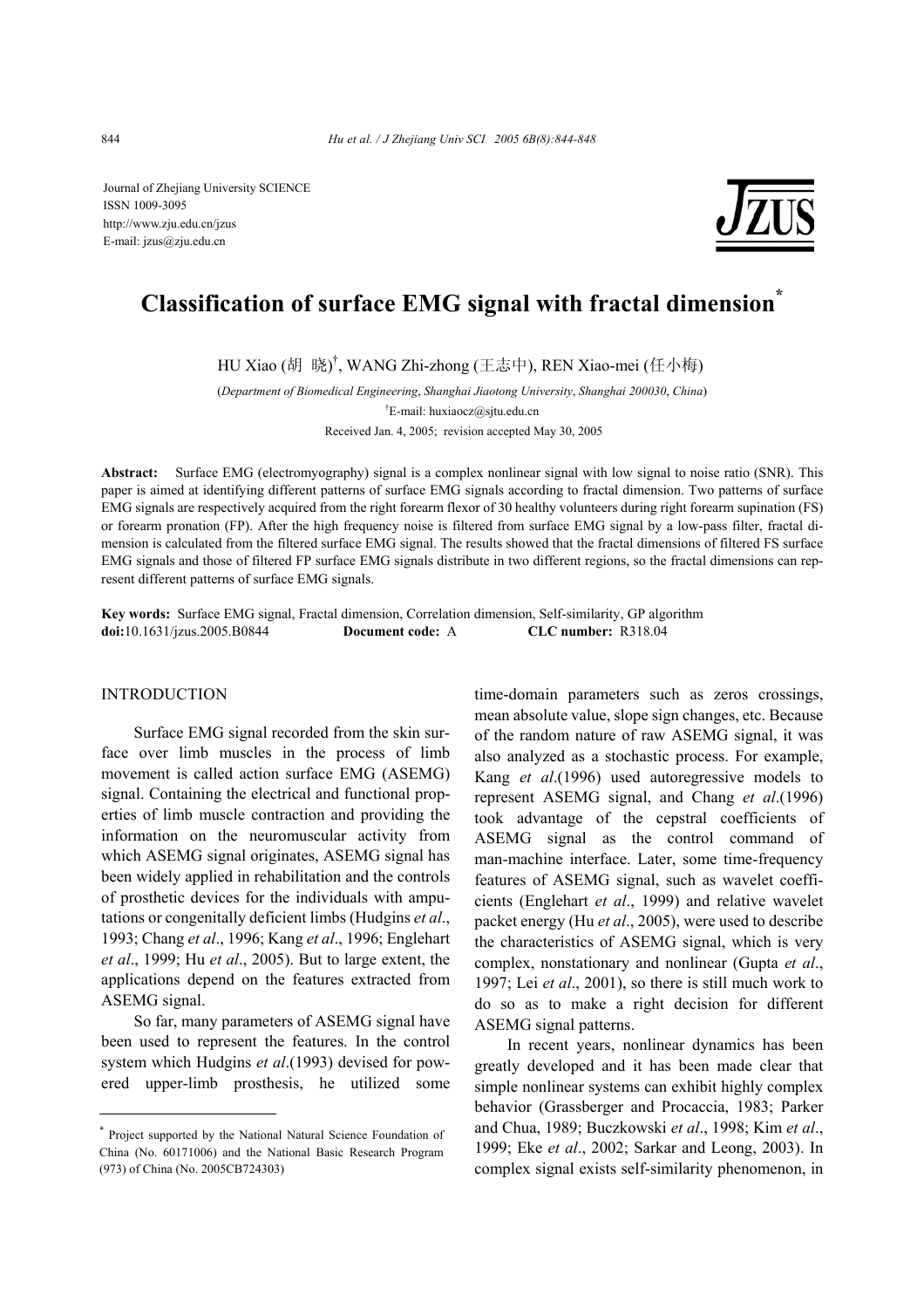Journal of Zhejiang University SCIENCE
ISSN 1009-3095
http://www.zju.edu.cn/jzus
E-mail: jzus@zju.edu.cn

# Classification of surface EMG signal with fractal dimension*

HU Xiao (胡 晓)[†], WANG Zhi-zhong (王志中), REN Xiao-mei (任小梅)

(*Department of Biomedical Engineering*, *Shanghai Jiaotong University*, *Shanghai 200030*, *China*)

[†]E-mail: huxiaocz@sjtu.edu.cn

Received Jan. 4, 2005; revision accepted May 30, 2005

**Abstract:** Surface EMG (electromyography) signal is a complex nonlinear signal with low signal to noise ratio (SNR). This paper is aimed at identifying different patterns of surface EMG signals according to fractal dimension. Two patterns of surface EMG signals are respectively acquired from the right forearm flexor of 30 healthy volunteers during right forearm supination (FS) or forearm pronation (FP). After the high frequency noise is filtered from surface EMG signal by a low-pass filter, fractal dimension is calculated from the filtered surface EMG signal. The results showed that the fractal dimensions of filtered FS surface EMG signals and those of filtered FP surface EMG signals distribute in two different regions, so the fractal dimensions can represent different patterns of surface EMG signals.

**Key words:** Surface EMG signal, Fractal dimension, Correlation dimension, Self-similarity, GP algorithm
**doi:**10.1631/jzus.2005.B0844 **Document code:** A **CLC number:** R318.04

## INTRODUCTION

Surface EMG signal recorded from the skin surface over limb muscles in the process of limb movement is called action surface EMG (ASEMG) signal. Containing the electrical and functional properties of limb muscle contraction and providing the information on the neuromuscular activity from which ASEMG signal originates, ASEMG signal has been widely applied in rehabilitation and the controls of prosthetic devices for the individuals with amputations or congenitally deficient limbs (Hudgins *et al*., 1993; Chang *et al*., 1996; Kang *et al*., 1996; Englehart *et al*., 1999; Hu *et al*., 2005). But to large extent, the applications depend on the features extracted from ASEMG signal.

So far, many parameters of ASEMG signal have been used to represent the features. In the control system which Hudgins *et al*.(1993) devised for powered upper-limb prosthesis, he utilized some time-domain parameters such as zeros crossings, mean absolute value, slope sign changes, etc. Because of the random nature of raw ASEMG signal, it was also analyzed as a stochastic process. For example, Kang *et al*.(1996) used autoregressive models to represent ASEMG signal, and Chang *et al*.(1996) took advantage of the cepstral coefficients of ASEMG signal as the control command of man-machine interface. Later, some time-frequency features of ASEMG signal, such as wavelet coefficients (Englehart *et al*., 1999) and relative wavelet packet energy (Hu *et al*., 2005), were used to describe the characteristics of ASEMG signal, which is very complex, nonstationary and nonlinear (Gupta *et al*., 1997; Lei *et al*., 2001), so there is still much work to do so as to make a right decision for different ASEMG signal patterns.

In recent years, nonlinear dynamics has been greatly developed and it has been made clear that simple nonlinear systems can exhibit highly complex behavior (Grassberger and Procaccia, 1983; Parker and Chua, 1989; Buczkowski *et al*., 1998; Kim *et al*., 1999; Eke *et al*., 2002; Sarkar and Leong, 2003). In complex signal exists self-similarity phenomenon, in

---

* Project supported by the National Natural Science Foundation of China (No. 60171006) and the National Basic Research Program (973) of China (No. 2005CB724303)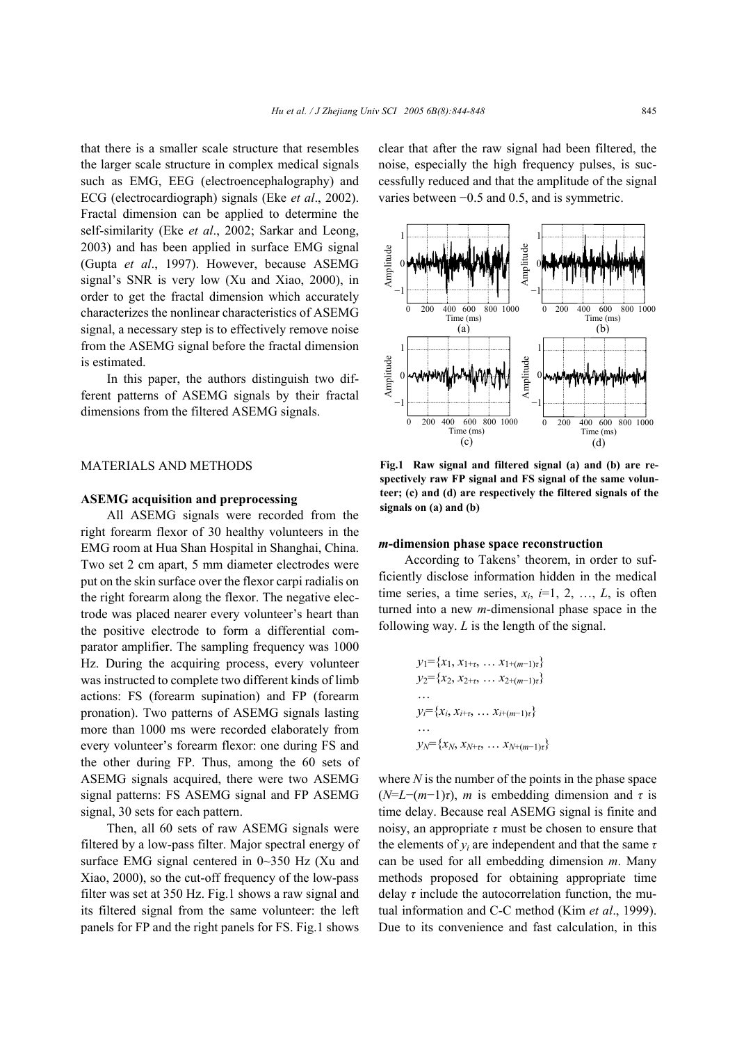that there is a smaller scale structure that resembles the larger scale structure in complex medical signals such as EMG, EEG (electroencephalography) and ECG (electrocardiograph) signals (Eke *et al*., 2002). Fractal dimension can be applied to determine the self-similarity (Eke *et al*., 2002; Sarkar and Leong, 2003) and has been applied in surface EMG signal (Gupta *et al*., 1997). However, because ASEMG signal's SNR is very low (Xu and Xiao, 2000), in order to get the fractal dimension which accurately characterizes the nonlinear characteristics of ASEMG signal, a necessary step is to effectively remove noise from the ASEMG signal before the fractal dimension is estimated.

In this paper, the authors distinguish two different patterns of ASEMG signals by their fractal dimensions from the filtered ASEMG signals.

## MATERIALS AND METHODS

### ASEMG acquisition and preprocessing

All ASEMG signals were recorded from the right forearm flexor of 30 healthy volunteers in the EMG room at Hua Shan Hospital in Shanghai, China. Two set 2 cm apart, 5 mm diameter electrodes were put on the skin surface over the flexor carpi radialis on the right forearm along the flexor. The negative electrode was placed nearer every volunteer's heart than the positive electrode to form a differential comparator amplifier. The sampling frequency was 1000 Hz. During the acquiring process, every volunteer was instructed to complete two different kinds of limb actions: FS (forearm supination) and FP (forearm pronation). Two patterns of ASEMG signals lasting more than 1000 ms were recorded elaborately from every volunteer's forearm flexor: one during FS and the other during FP. Thus, among the 60 sets of ASEMG signals acquired, there were two ASEMG signal patterns: FS ASEMG signal and FP ASEMG signal, 30 sets for each pattern.

Then, all 60 sets of raw ASEMG signals were filtered by a low-pass filter. Major spectral energy of surface EMG signal centered in 0~350 Hz (Xu and Xiao, 2000), so the cut-off frequency of the low-pass filter was set at 350 Hz. Fig.1 shows a raw signal and its filtered signal from the same volunteer: the left panels for FP and the right panels for FS. Fig.1 shows clear that after the raw signal had been filtered, the noise, especially the high frequency pulses, is successfully reduced and that the amplitude of the signal varies between −0.5 and 0.5, and is symmetric.

**Fig.1 Raw signal and filtered signal (a) and (b) are respectively raw FP signal and FS signal of the same volunteer; (c) and (d) are respectively the filtered signals of the signals on (a) and (b)**

### *m*-dimension phase space reconstruction

According to Takens' theorem, in order to sufficiently disclose information hidden in the medical time series, a time series, $x_i$, $i$=1, 2, …, $L$, is often turned into a new $m$-dimensional phase space in the following way. $L$ is the length of the signal.

$$
\begin{aligned}
&y_1=\{x_1, x_{1+\tau}, \ldots x_{1+(m-1)\tau}\} \\
&y_2=\{x_2, x_{2+\tau}, \ldots x_{2+(m-1)\tau}\} \\
&\ldots \\
&y_i=\{x_i, x_{i+\tau}, \ldots x_{i+(m-1)\tau}\} \\
&\ldots \\
&y_N=\{x_N, x_{N+\tau}, \ldots x_{N+(m-1)\tau}\}
\end{aligned}
$$

where $N$ is the number of the points in the phase space ($N=L-(m-1)\tau$), $m$ is embedding dimension and $\tau$ is time delay. Because real ASEMG signal is finite and noisy, an appropriate $\tau$ must be chosen to ensure that the elements of $y_i$ are independent and that the same $\tau$ can be used for all embedding dimension $m$. Many methods proposed for obtaining appropriate time delay $\tau$ include the autocorrelation function, the mutual information and C-C method (Kim *et al*., 1999). Due to its convenience and fast calculation, in this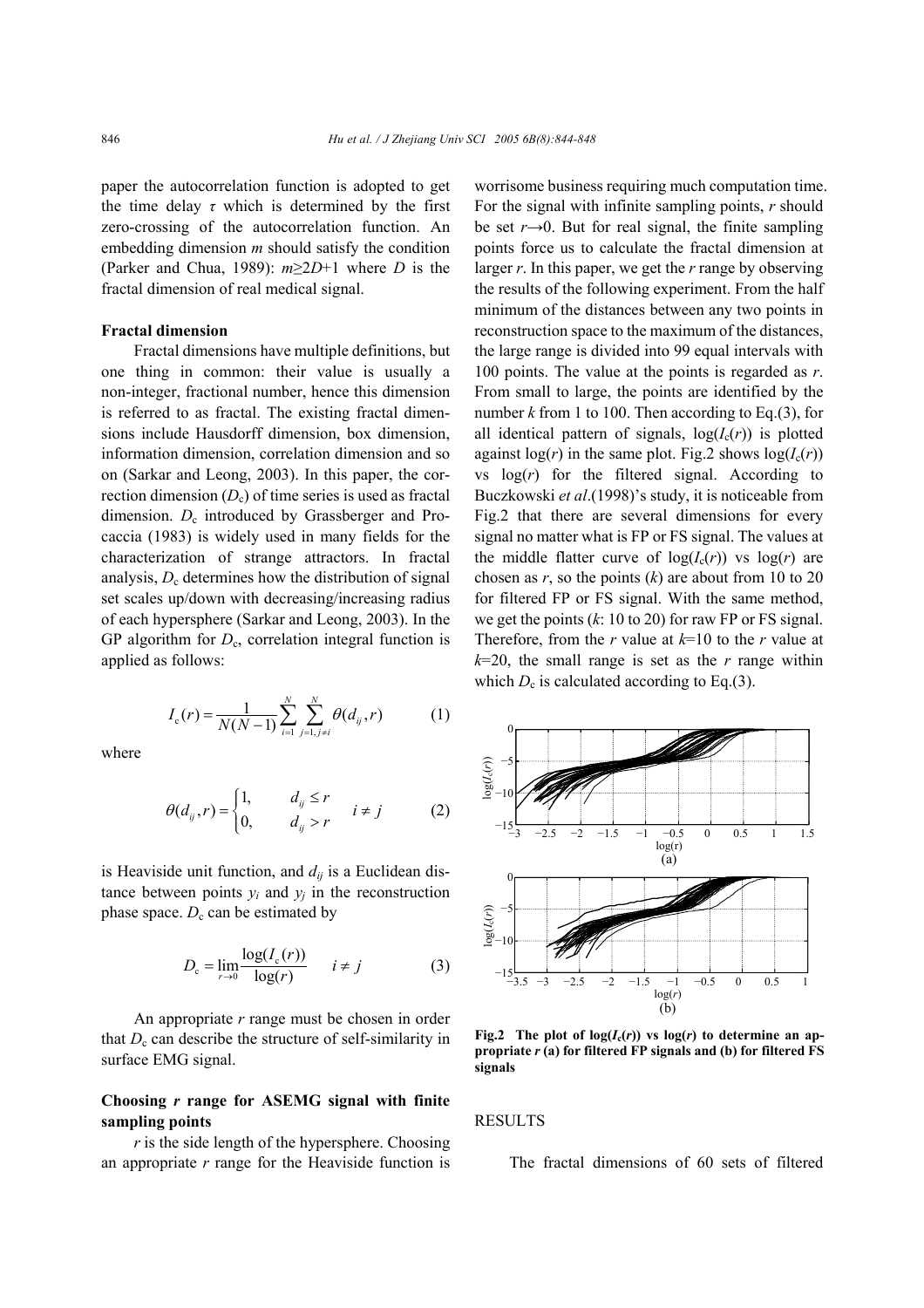paper the autocorrelation function is adopted to get the time delay $\tau$ which is determined by the first zero-crossing of the autocorrelation function. An embedding dimension $m$ should satisfy the condition (Parker and Chua, 1989): $m \geq 2D+1$ where $D$ is the fractal dimension of real medical signal.

### Fractal dimension

Fractal dimensions have multiple definitions, but one thing in common: their value is usually a non-integer, fractional number, hence this dimension is referred to as fractal. The existing fractal dimensions include Hausdorff dimension, box dimension, information dimension, correlation dimension and so on (Sarkar and Leong, 2003). In this paper, the correction dimension ($D_c$) of time series is used as fractal dimension. $D_c$ introduced by Grassberger and Procaccia (1983) is widely used in many fields for the characterization of strange attractors. In fractal analysis, $D_c$ determines how the distribution of signal set scales up/down with decreasing/increasing radius of each hypersphere (Sarkar and Leong, 2003). In the GP algorithm for $D_c$, correlation integral function is applied as follows:

$$I_c(r) = \frac{1}{N(N-1)} \sum_{i=1}^{N} \sum_{j=1, j \neq i}^{N} \theta(d_{ij}, r) \qquad (1)$$

where

$$\theta(d_{ij}, r) = \begin{cases} 1, & d_{ij} \leq r \\ 0, & d_{ij} > r \end{cases} \quad i \neq j \qquad (2)$$

is Heaviside unit function, and $d_{ij}$ is a Euclidean distance between points $y_i$ and $y_j$ in the reconstruction phase space. $D_c$ can be estimated by

$$D_c = \lim_{r \to 0} \frac{\log(I_c(r))}{\log(r)} \quad i \neq j \qquad (3)$$

An appropriate $r$ range must be chosen in order that $D_c$ can describe the structure of self-similarity in surface EMG signal.

### Choosing $r$ range for ASEMG signal with finite sampling points

$r$ is the side length of the hypersphere. Choosing an appropriate $r$ range for the Heaviside function is worrisome business requiring much computation time. For the signal with infinite sampling points, $r$ should be set $r \to 0$. But for real signal, the finite sampling points force us to calculate the fractal dimension at larger $r$. In this paper, we get the $r$ range by observing the results of the following experiment. From the half minimum of the distances between any two points in reconstruction space to the maximum of the distances, the large range is divided into 99 equal intervals with 100 points. The value at the points is regarded as $r$. From small to large, the points are identified by the number $k$ from 1 to 100. Then according to Eq.(3), for all identical pattern of signals, $\log(I_c(r))$ is plotted against $\log(r)$ in the same plot. Fig.2 shows $\log(I_c(r))$ vs $\log(r)$ for the filtered signal. According to Buczkowski *et al*.(1998)'s study, it is noticeable from Fig.2 that there are several dimensions for every signal no matter what is FP or FS signal. The values at the middle flatter curve of $\log(I_c(r))$ vs $\log(r)$ are chosen as $r$, so the points ($k$) are about from 10 to 20 for filtered FP or FS signal. With the same method, we get the points ($k$: 10 to 20) for raw FP or FS signal. Therefore, from the $r$ value at $k$=10 to the $r$ value at $k$=20, the small range is set as the $r$ range within which $D_c$ is calculated according to Eq.(3).

**Fig.2 The plot of $\log(I_c(r))$ vs $\log(r)$ to determine an appropriate $r$ (a) for filtered FP signals and (b) for filtered FS signals**

## RESULTS

The fractal dimensions of 60 sets of filtered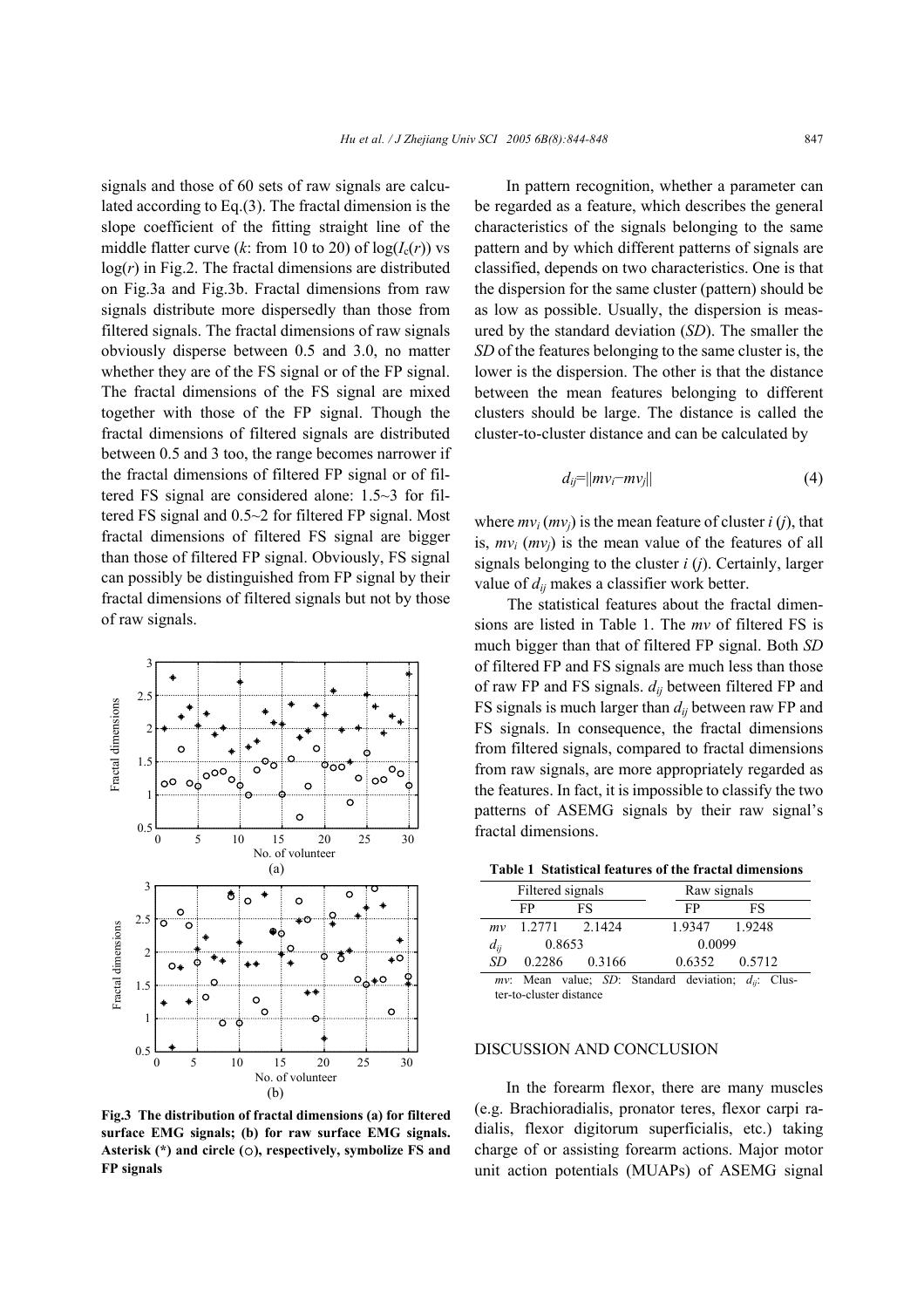signals and those of 60 sets of raw signals are calculated according to Eq.(3). The fractal dimension is the slope coefficient of the fitting straight line of the middle flatter curve ($k$: from 10 to 20) of $\log(I_c(r))$ vs $\log(r)$ in Fig.2. The fractal dimensions are distributed on Fig.3a and Fig.3b. Fractal dimensions from raw signals distribute more dispersedly than those from filtered signals. The fractal dimensions of raw signals obviously disperse between 0.5 and 3.0, no matter whether they are of the FS signal or of the FP signal. The fractal dimensions of the FS signal are mixed together with those of the FP signal. Though the fractal dimensions of filtered signals are distributed between 0.5 and 3 too, the range becomes narrower if the fractal dimensions of filtered FP signal or of filtered FS signal are considered alone: 1.5~3 for filtered FS signal and 0.5~2 for filtered FP signal. Most fractal dimensions of filtered FS signal are bigger than those of filtered FP signal. Obviously, FS signal can possibly be distinguished from FP signal by their fractal dimensions of filtered signals but not by those of raw signals.

**Fig.3 The distribution of fractal dimensions (a) for filtered surface EMG signals; (b) for raw surface EMG signals. Asterisk (*) and circle (○), respectively, symbolize FS and FP signals**

In pattern recognition, whether a parameter can be regarded as a feature, which describes the general characteristics of the signals belonging to the same pattern and by which different patterns of signals are classified, depends on two characteristics. One is that the dispersion for the same cluster (pattern) should be as low as possible. Usually, the dispersion is measured by the standard deviation (*SD*). The smaller the *SD* of the features belonging to the same cluster is, the lower is the dispersion. The other is that the distance between the mean features belonging to different clusters should be large. The distance is called the cluster-to-cluster distance and can be calculated by

$$d_{ij}=\|mv_i-mv_j\| \tag{4}$$

where $mv_i$ ($mv_j$) is the mean feature of cluster $i$ ($j$), that is, $mv_i$ ($mv_j$) is the mean value of the features of all signals belonging to the cluster $i$ ($j$). Certainly, larger value of $d_{ij}$ makes a classifier work better.

The statistical features about the fractal dimensions are listed in Table 1. The *mv* of filtered FS is much bigger than that of filtered FP signal. Both *SD* of filtered FP and FS signals are much less than those of raw FP and FS signals. $d_{ij}$ between filtered FP and FS signals is much larger than $d_{ij}$ between raw FP and FS signals. In consequence, the fractal dimensions from filtered signals, compared to fractal dimensions from raw signals, are more appropriately regarded as the features. In fact, it is impossible to classify the two patterns of ASEMG signals by their raw signal's fractal dimensions.

**Table 1 Statistical features of the fractal dimensions**

| | Filtered signals | | Raw signals | |
|---|---|---|---|---|
| | FP | FS | FP | FS |
| *mv* | 1.2771 | 2.1424 | 1.9347 | 1.9248 |
| $d_{ij}$ | 0.8653 | | 0.0099 | |
| *SD* | 0.2286 | 0.3166 | 0.6352 | 0.5712 |

*mv*: Mean value; *SD*: Standard deviation; $d_{ij}$: Cluster-to-cluster distance

## DISCUSSION AND CONCLUSION

In the forearm flexor, there are many muscles (e.g. Brachioradialis, pronator teres, flexor carpi radialis, flexor digitorum superficialis, etc.) taking charge of or assisting forearm actions. Major motor unit action potentials (MUAPs) of ASEMG signal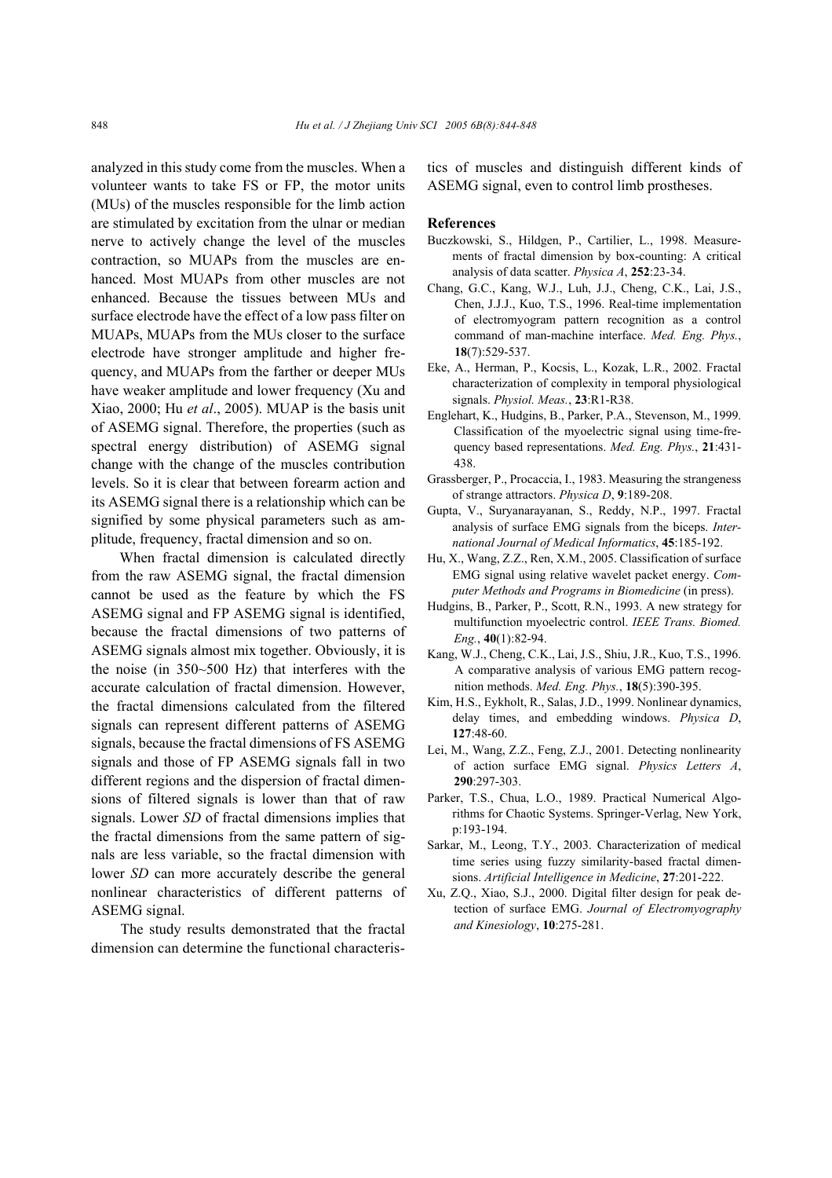analyzed in this study come from the muscles. When a volunteer wants to take FS or FP, the motor units (MUs) of the muscles responsible for the limb action are stimulated by excitation from the ulnar or median nerve to actively change the level of the muscles contraction, so MUAPs from the muscles are enhanced. Most MUAPs from other muscles are not enhanced. Because the tissues between MUs and surface electrode have the effect of a low pass filter on MUAPs, MUAPs from the MUs closer to the surface electrode have stronger amplitude and higher frequency, and MUAPs from the farther or deeper MUs have weaker amplitude and lower frequency (Xu and Xiao, 2000; Hu *et al*., 2005). MUAP is the basis unit of ASEMG signal. Therefore, the properties (such as spectral energy distribution) of ASEMG signal change with the change of the muscles contribution levels. So it is clear that between forearm action and its ASEMG signal there is a relationship which can be signified by some physical parameters such as amplitude, frequency, fractal dimension and so on.

When fractal dimension is calculated directly from the raw ASEMG signal, the fractal dimension cannot be used as the feature by which the FS ASEMG signal and FP ASEMG signal is identified, because the fractal dimensions of two patterns of ASEMG signals almost mix together. Obviously, it is the noise (in 350~500 Hz) that interferes with the accurate calculation of fractal dimension. However, the fractal dimensions calculated from the filtered signals can represent different patterns of ASEMG signals, because the fractal dimensions of FS ASEMG signals and those of FP ASEMG signals fall in two different regions and the dispersion of fractal dimensions of filtered signals is lower than that of raw signals. Lower *SD* of fractal dimensions implies that the fractal dimensions from the same pattern of signals are less variable, so the fractal dimension with lower *SD* can more accurately describe the general nonlinear characteristics of different patterns of ASEMG signal.

The study results demonstrated that the fractal dimension can determine the functional characteristics of muscles and distinguish different kinds of ASEMG signal, even to control limb prostheses.

## References

Buczkowski, S., Hildgen, P., Cartilier, L., 1998. Measurements of fractal dimension by box-counting: A critical analysis of data scatter. *Physica A*, **252**:23-34.

Chang, G.C., Kang, W.J., Luh, J.J., Cheng, C.K., Lai, J.S., Chen, J.J.J., Kuo, T.S., 1996. Real-time implementation of electromyogram pattern recognition as a control command of man-machine interface. *Med. Eng. Phys.*, **18**(7):529-537.

Eke, A., Herman, P., Kocsis, L., Kozak, L.R., 2002. Fractal characterization of complexity in temporal physiological signals. *Physiol. Meas.*, **23**:R1-R38.

Englehart, K., Hudgins, B., Parker, P.A., Stevenson, M., 1999. Classification of the myoelectric signal using time-frequency based representations. *Med. Eng. Phys.*, **21**:431-438.

Grassberger, P., Procaccia, I., 1983. Measuring the strangeness of strange attractors. *Physica D*, **9**:189-208.

Gupta, V., Suryanarayanan, S., Reddy, N.P., 1997. Fractal analysis of surface EMG signals from the biceps. *International Journal of Medical Informatics*, **45**:185-192.

Hu, X., Wang, Z.Z., Ren, X.M., 2005. Classification of surface EMG signal using relative wavelet packet energy. *Computer Methods and Programs in Biomedicine* (in press).

Hudgins, B., Parker, P., Scott, R.N., 1993. A new strategy for multifunction myoelectric control. *IEEE Trans. Biomed. Eng.*, **40**(1):82-94.

Kang, W.J., Cheng, C.K., Lai, J.S., Shiu, J.R., Kuo, T.S., 1996. A comparative analysis of various EMG pattern recognition methods. *Med. Eng. Phys.*, **18**(5):390-395.

Kim, H.S., Eykholt, R., Salas, J.D., 1999. Nonlinear dynamics, delay times, and embedding windows. *Physica D*, **127**:48-60.

Lei, M., Wang, Z.Z., Feng, Z.J., 2001. Detecting nonlinearity of action surface EMG signal. *Physics Letters A*, **290**:297-303.

Parker, T.S., Chua, L.O., 1989. Practical Numerical Algorithms for Chaotic Systems. Springer-Verlag, New York, p:193-194.

Sarkar, M., Leong, T.Y., 2003. Characterization of medical time series using fuzzy similarity-based fractal dimensions. *Artificial Intelligence in Medicine*, **27**:201-222.

Xu, Z.Q., Xiao, S.J., 2000. Digital filter design for peak detection of surface EMG. *Journal of Electromyography and Kinesiology*, **10**:275-281.